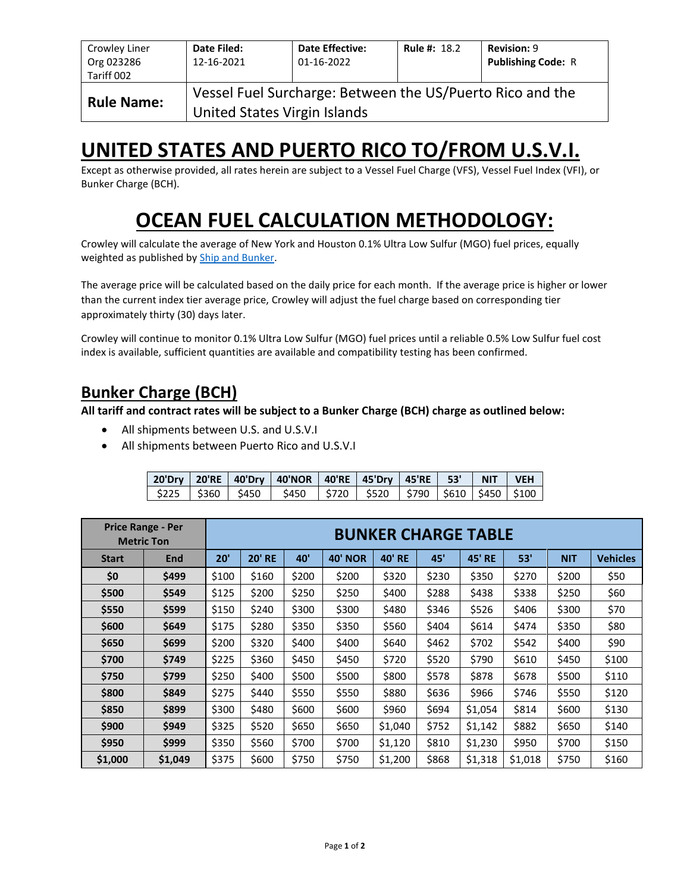| Crowley Liner Org 023286 Tariff 002 | **Date Filed:** 12-16-2021 | **Date Effective:** 01-16-2022 | **Rule #:** 18.2 | **Revision:** 9 **Publishing Code:** R |
|---|---|---|---|---|
| **Rule Name:** | Vessel Fuel Surcharge: Between the US/Puerto Rico and the United States Virgin Islands | | | |

# UNITED STATES AND PUERTO RICO TO/FROM U.S.V.I.

Except as otherwise provided, all rates herein are subject to a Vessel Fuel Charge (VFS), Vessel Fuel Index (VFI), or Bunker Charge (BCH).

# OCEAN FUEL CALCULATION METHODOLOGY:

Crowley will calculate the average of New York and Houston 0.1% Ultra Low Sulfur (MGO) fuel prices, equally weighted as published by Ship and Bunker.

The average price will be calculated based on the daily price for each month. If the average price is higher or lower than the current index tier average price, Crowley will adjust the fuel charge based on corresponding tier approximately thirty (30) days later.

Crowley will continue to monitor 0.1% Ultra Low Sulfur (MGO) fuel prices until a reliable 0.5% Low Sulfur fuel cost index is available, sufficient quantities are available and compatibility testing has been confirmed.

## Bunker Charge (BCH)

**All tariff and contract rates will be subject to a Bunker Charge (BCH) charge as outlined below:**

- All shipments between U.S. and U.S.V.I
- All shipments between Puerto Rico and U.S.V.I

| 20'Dry | 20'RE | 40'Dry | 40'NOR | 40'RE | 45'Dry | 45'RE | 53' | NIT | VEH |
|---|---|---|---|---|---|---|---|---|---|
| $225 | $360 | $450 | $450 | $720 | $520 | $790 | $610 | $450 | $100 |

| Price Range - Per Metric Ton | | BUNKER CHARGE TABLE | | | | | | | | | |
|---|---|---|---|---|---|---|---|---|---|---|---|
| Start | End | 20' | 20' RE | 40' | 40' NOR | 40' RE | 45' | 45' RE | 53' | NIT | Vehicles |
| $0 | $499 | $100 | $160 | $200 | $200 | $320 | $230 | $350 | $270 | $200 | $50 |
| $500 | $549 | $125 | $200 | $250 | $250 | $400 | $288 | $438 | $338 | $250 | $60 |
| $550 | $599 | $150 | $240 | $300 | $300 | $480 | $346 | $526 | $406 | $300 | $70 |
| $600 | $649 | $175 | $280 | $350 | $350 | $560 | $404 | $614 | $474 | $350 | $80 |
| $650 | $699 | $200 | $320 | $400 | $400 | $640 | $462 | $702 | $542 | $400 | $90 |
| $700 | $749 | $225 | $360 | $450 | $450 | $720 | $520 | $790 | $610 | $450 | $100 |
| $750 | $799 | $250 | $400 | $500 | $500 | $800 | $578 | $878 | $678 | $500 | $110 |
| $800 | $849 | $275 | $440 | $550 | $550 | $880 | $636 | $966 | $746 | $550 | $120 |
| $850 | $899 | $300 | $480 | $600 | $600 | $960 | $694 | $1,054 | $814 | $600 | $130 |
| $900 | $949 | $325 | $520 | $650 | $650 | $1,040 | $752 | $1,142 | $882 | $650 | $140 |
| $950 | $999 | $350 | $560 | $700 | $700 | $1,120 | $810 | $1,230 | $950 | $700 | $150 |
| $1,000 | $1,049 | $375 | $600 | $750 | $750 | $1,200 | $868 | $1,318 | $1,018 | $750 | $160 |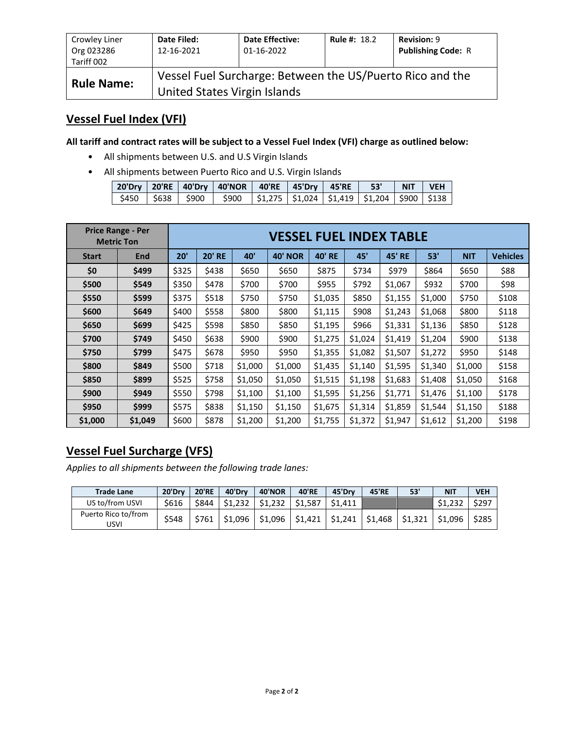| Crowley Liner Org 023286 Tariff 002 | Date Filed: 12-16-2021 | Date Effective: 01-16-2022 | Rule #: 18.2 | Revision: 9 Publishing Code: R |
|---|---|---|---|---|
| **Rule Name:** | Vessel Fuel Surcharge: Between the US/Puerto Rico and the United States Virgin Islands | | | |

## Vessel Fuel Index (VFI)

**All tariff and contract rates will be subject to a Vessel Fuel Index (VFI) charge as outlined below:**

- All shipments between U.S. and U.S Virgin Islands
- All shipments between Puerto Rico and U.S. Virgin Islands

| 20'Dry | 20'RE | 40'Dry | 40'NOR | 40'RE | 45'Dry | 45'RE | 53' | NIT | VEH |
|---|---|---|---|---|---|---|---|---|---|
| $450 | $638 | $900 | $900 | $1,275 | $1,024 | $1,419 | $1,204 | $900 | $138 |

| Price Range - Per Metric Ton | | VESSEL FUEL INDEX TABLE | | | | | | | | | |
|---|---|---|---|---|---|---|---|---|---|---|---|
| Start | End | 20' | 20' RE | 40' | 40' NOR | 40' RE | 45' | 45' RE | 53' | NIT | Vehicles |
| $0 | $499 | $325 | $438 | $650 | $650 | $875 | $734 | $979 | $864 | $650 | $88 |
| $500 | $549 | $350 | $478 | $700 | $700 | $955 | $792 | $1,067 | $932 | $700 | $98 |
| $550 | $599 | $375 | $518 | $750 | $750 | $1,035 | $850 | $1,155 | $1,000 | $750 | $108 |
| $600 | $649 | $400 | $558 | $800 | $800 | $1,115 | $908 | $1,243 | $1,068 | $800 | $118 |
| $650 | $699 | $425 | $598 | $850 | $850 | $1,195 | $966 | $1,331 | $1,136 | $850 | $128 |
| $700 | $749 | $450 | $638 | $900 | $900 | $1,275 | $1,024 | $1,419 | $1,204 | $900 | $138 |
| $750 | $799 | $475 | $678 | $950 | $950 | $1,355 | $1,082 | $1,507 | $1,272 | $950 | $148 |
| $800 | $849 | $500 | $718 | $1,000 | $1,000 | $1,435 | $1,140 | $1,595 | $1,340 | $1,000 | $158 |
| $850 | $899 | $525 | $758 | $1,050 | $1,050 | $1,515 | $1,198 | $1,683 | $1,408 | $1,050 | $168 |
| $900 | $949 | $550 | $798 | $1,100 | $1,100 | $1,595 | $1,256 | $1,771 | $1,476 | $1,100 | $178 |
| $950 | $999 | $575 | $838 | $1,150 | $1,150 | $1,675 | $1,314 | $1,859 | $1,544 | $1,150 | $188 |
| $1,000 | $1,049 | $600 | $878 | $1,200 | $1,200 | $1,755 | $1,372 | $1,947 | $1,612 | $1,200 | $198 |

## Vessel Fuel Surcharge (VFS)

*Applies to all shipments between the following trade lanes:*

| Trade Lane | 20'Dry | 20'RE | 40'Dry | 40'NOR | 40'RE | 45'Dry | 45'RE | 53' | NIT | VEH |
|---|---|---|---|---|---|---|---|---|---|---|
| US to/from USVI | $616 | $844 | $1,232 | $1,232 | $1,587 | $1,411 | | | $1,232 | $297 |
| Puerto Rico to/from USVI | $548 | $761 | $1,096 | $1,096 | $1,421 | $1,241 | $1,468 | $1,321 | $1,096 | $285 |